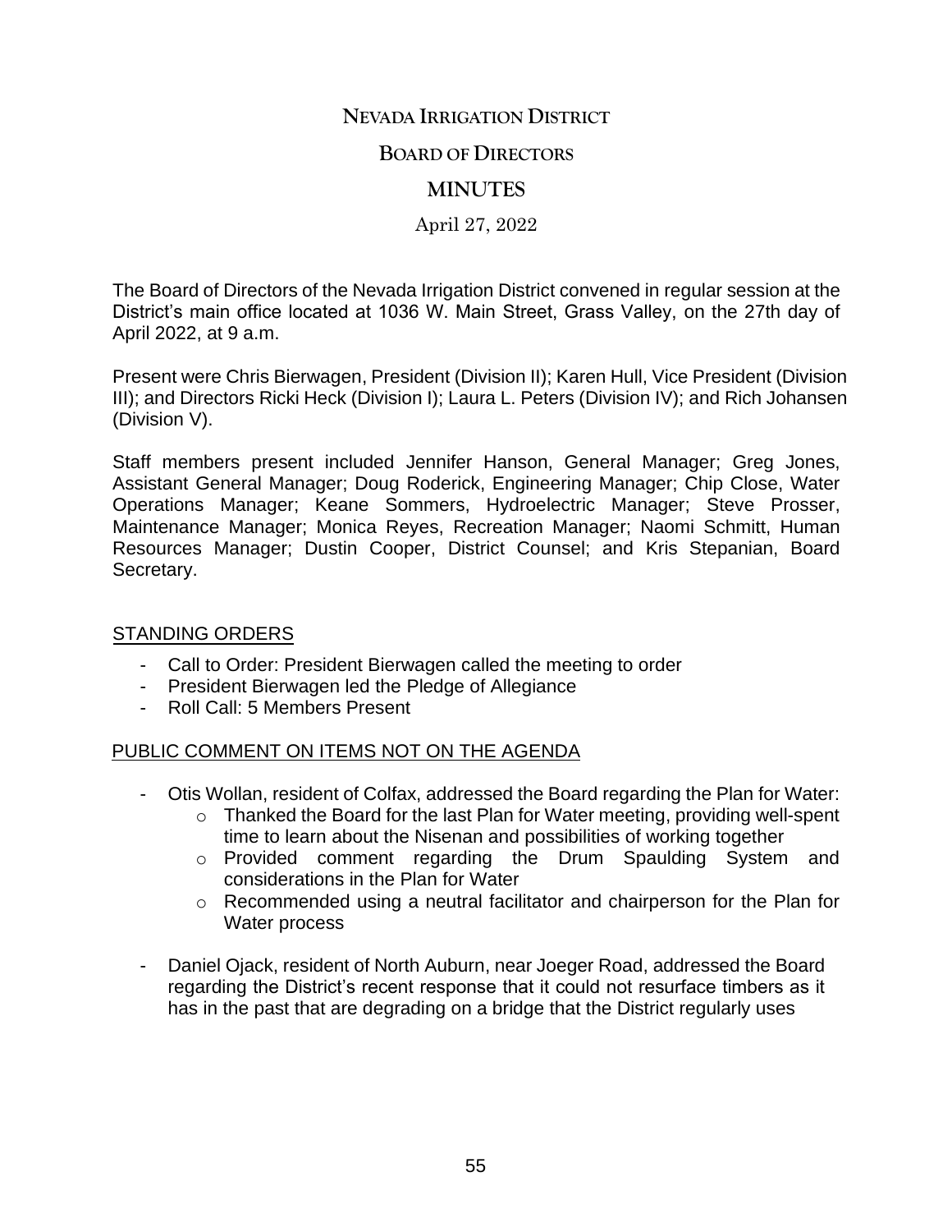# NEVADA IRRIGATION DISTRICT

## BOARD OF DIRECTORS

## MINUTES

April 27, 2022

The Board of Directors of the Nevada Irrigation District convened in regular session at the District's main office located at 1036 W. Main Street, Grass Valley, on the 27th day of April 2022, at 9 a.m.

Present were Chris Bierwagen, President (Division II); Karen Hull, Vice President (Division III); and Directors Ricki Heck (Division I); Laura L. Peters (Division IV); and Rich Johansen (Division V).

Staff members present included Jennifer Hanson, General Manager; Greg Jones, Assistant General Manager; Doug Roderick, Engineering Manager; Chip Close, Water Operations Manager; Keane Sommers, Hydroelectric Manager; Steve Prosser, Maintenance Manager; Monica Reyes, Recreation Manager; Naomi Schmitt, Human Resources Manager; Dustin Cooper, District Counsel; and Kris Stepanian, Board Secretary.

### STANDING ORDERS

- Call to Order: President Bierwagen called the meeting to order
- President Bierwagen led the Pledge of Allegiance
- Roll Call: 5 Members Present

### PUBLIC COMMENT ON ITEMS NOT ON THE AGENDA

- Otis Wollan, resident of Colfax, addressed the Board regarding the Plan for Water:
  - Thanked the Board for the last Plan for Water meeting, providing well-spent time to learn about the Nisenan and possibilities of working together
  - Provided comment regarding the Drum Spaulding System and considerations in the Plan for Water
  - Recommended using a neutral facilitator and chairperson for the Plan for Water process
- Daniel Ojack, resident of North Auburn, near Joeger Road, addressed the Board regarding the District's recent response that it could not resurface timbers as it has in the past that are degrading on a bridge that the District regularly uses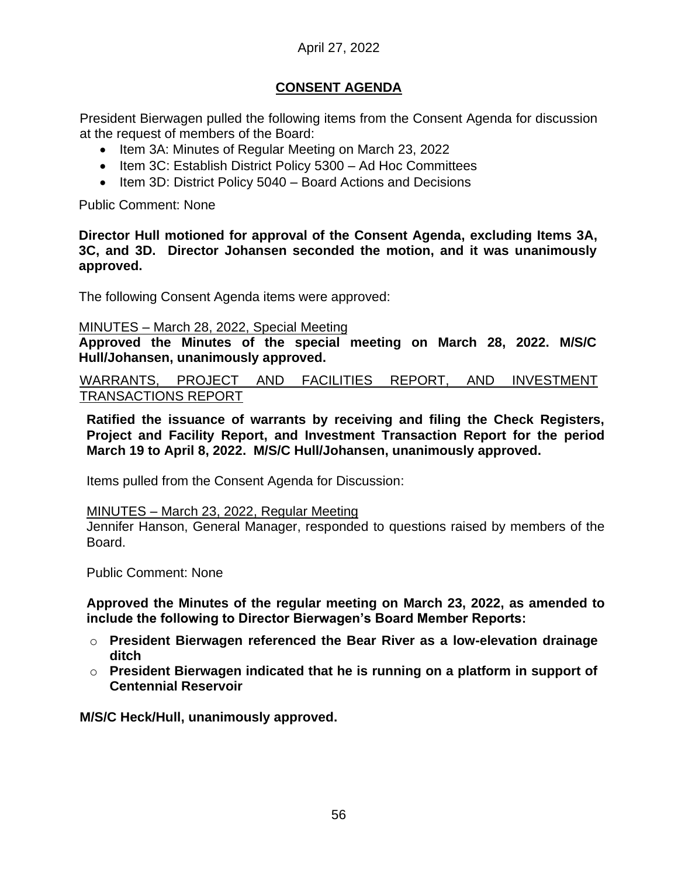April 27, 2022

## CONSENT AGENDA

President Bierwagen pulled the following items from the Consent Agenda for discussion at the request of members of the Board:

- Item 3A: Minutes of Regular Meeting on March 23, 2022
- Item 3C: Establish District Policy 5300 – Ad Hoc Committees
- Item 3D: District Policy 5040 – Board Actions and Decisions

Public Comment: None

**Director Hull motioned for approval of the Consent Agenda, excluding Items 3A, 3C, and 3D. Director Johansen seconded the motion, and it was unanimously approved.**

The following Consent Agenda items were approved:

MINUTES – March 28, 2022, Special Meeting

**Approved the Minutes of the special meeting on March 28, 2022. M/S/C Hull/Johansen, unanimously approved.**

WARRANTS, PROJECT AND FACILITIES REPORT, AND INVESTMENT TRANSACTIONS REPORT

**Ratified the issuance of warrants by receiving and filing the Check Registers, Project and Facility Report, and Investment Transaction Report for the period March 19 to April 8, 2022. M/S/C Hull/Johansen, unanimously approved.**

Items pulled from the Consent Agenda for Discussion:

MINUTES – March 23, 2022, Regular Meeting

Jennifer Hanson, General Manager, responded to questions raised by members of the Board.

Public Comment: None

**Approved the Minutes of the regular meeting on March 23, 2022, as amended to include the following to Director Bierwagen's Board Member Reports:**

- **President Bierwagen referenced the Bear River as a low-elevation drainage ditch**
- **President Bierwagen indicated that he is running on a platform in support of Centennial Reservoir**

**M/S/C Heck/Hull, unanimously approved.**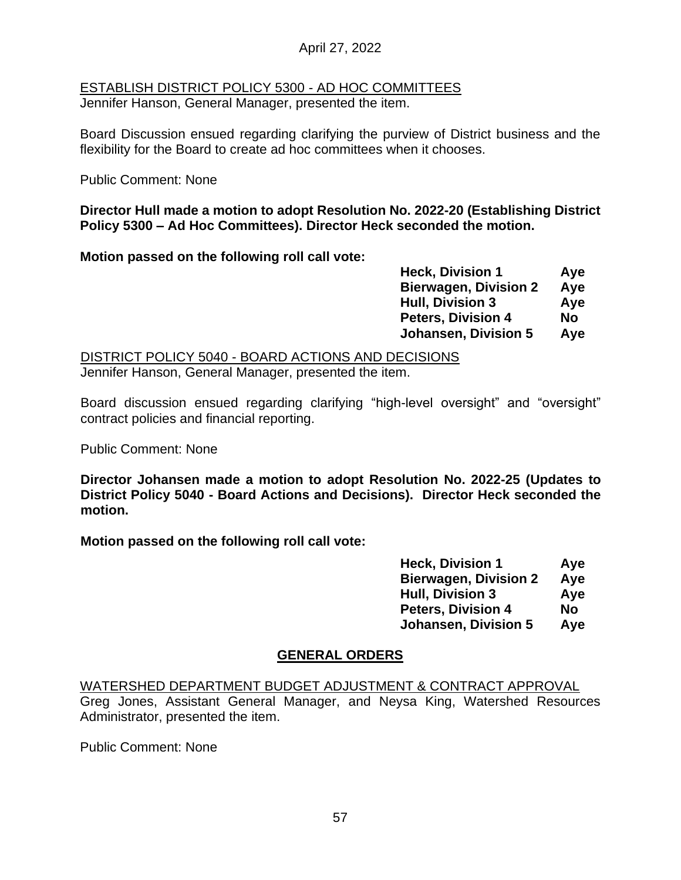ESTABLISH DISTRICT POLICY 5300 - AD HOC COMMITTEES

Jennifer Hanson, General Manager, presented the item.

Board Discussion ensued regarding clarifying the purview of District business and the flexibility for the Board to create ad hoc committees when it chooses.

Public Comment: None

**Director Hull made a motion to adopt Resolution No. 2022-20 (Establishing District Policy 5300 – Ad Hoc Committees). Director Heck seconded the motion.**

**Motion passed on the following roll call vote:**

| | |
|---|---|
| **Heck, Division 1** | **Aye** |
| **Bierwagen, Division 2** | **Aye** |
| **Hull, Division 3** | **Aye** |
| **Peters, Division 4** | **No** |
| **Johansen, Division 5** | **Aye** |

DISTRICT POLICY 5040 - BOARD ACTIONS AND DECISIONS

Jennifer Hanson, General Manager, presented the item.

Board discussion ensued regarding clarifying "high-level oversight" and "oversight" contract policies and financial reporting.

Public Comment: None

**Director Johansen made a motion to adopt Resolution No. 2022-25 (Updates to District Policy 5040 - Board Actions and Decisions). Director Heck seconded the motion.**

**Motion passed on the following roll call vote:**

| | |
|---|---|
| **Heck, Division 1** | **Aye** |
| **Bierwagen, Division 2** | **Aye** |
| **Hull, Division 3** | **Aye** |
| **Peters, Division 4** | **No** |
| **Johansen, Division 5** | **Aye** |

## GENERAL ORDERS

WATERSHED DEPARTMENT BUDGET ADJUSTMENT & CONTRACT APPROVAL

Greg Jones, Assistant General Manager, and Neysa King, Watershed Resources Administrator, presented the item.

Public Comment: None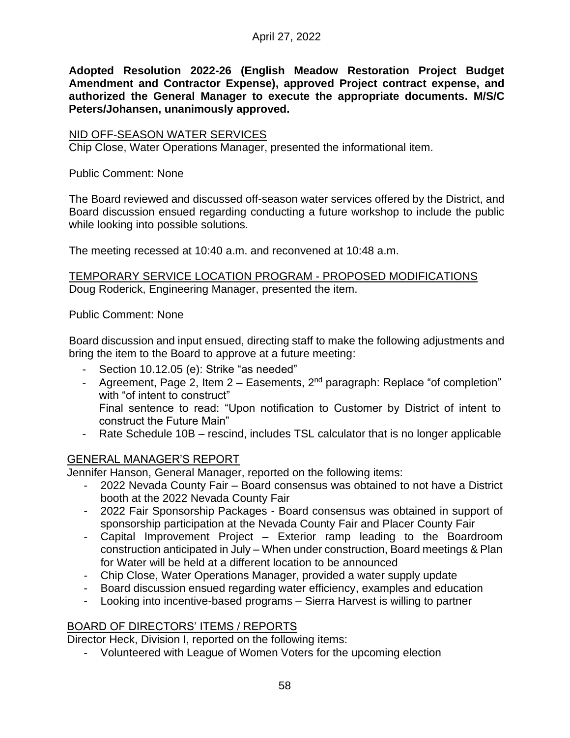**Adopted Resolution 2022-26 (English Meadow Restoration Project Budget Amendment and Contractor Expense), approved Project contract expense, and authorized the General Manager to execute the appropriate documents. M/S/C Peters/Johansen, unanimously approved.**

<u>NID OFF-SEASON WATER SERVICES</u>

Chip Close, Water Operations Manager, presented the informational item.

Public Comment: None

The Board reviewed and discussed off-season water services offered by the District, and Board discussion ensued regarding conducting a future workshop to include the public while looking into possible solutions.

The meeting recessed at 10:40 a.m. and reconvened at 10:48 a.m.

<u>TEMPORARY SERVICE LOCATION PROGRAM - PROPOSED MODIFICATIONS</u>

Doug Roderick, Engineering Manager, presented the item.

Public Comment: None

Board discussion and input ensued, directing staff to make the following adjustments and bring the item to the Board to approve at a future meeting:

- Section 10.12.05 (e): Strike "as needed"
- Agreement, Page 2, Item 2 – Easements, 2nd paragraph: Replace "of completion" with "of intent to construct"
  Final sentence to read: "Upon notification to Customer by District of intent to construct the Future Main"
- Rate Schedule 10B – rescind, includes TSL calculator that is no longer applicable

<u>GENERAL MANAGER'S REPORT</u>

Jennifer Hanson, General Manager, reported on the following items:

- 2022 Nevada County Fair – Board consensus was obtained to not have a District booth at the 2022 Nevada County Fair
- 2022 Fair Sponsorship Packages - Board consensus was obtained in support of sponsorship participation at the Nevada County Fair and Placer County Fair
- Capital Improvement Project – Exterior ramp leading to the Boardroom construction anticipated in July – When under construction, Board meetings & Plan for Water will be held at a different location to be announced
- Chip Close, Water Operations Manager, provided a water supply update
- Board discussion ensued regarding water efficiency, examples and education
- Looking into incentive-based programs – Sierra Harvest is willing to partner

<u>BOARD OF DIRECTORS' ITEMS / REPORTS</u>

Director Heck, Division I, reported on the following items:

- Volunteered with League of Women Voters for the upcoming election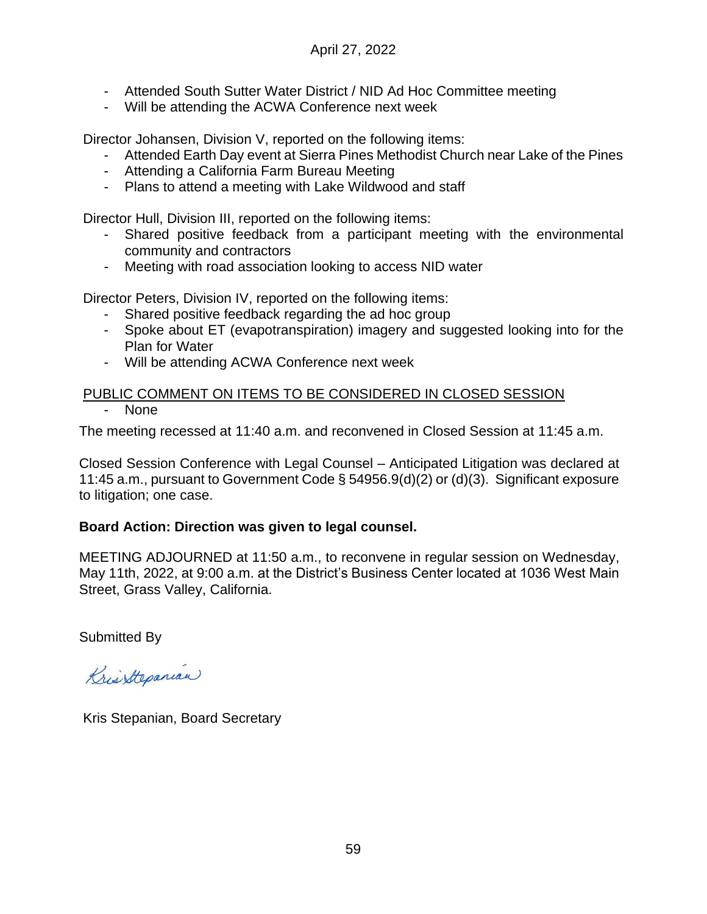- Attended South Sutter Water District / NID Ad Hoc Committee meeting
- Will be attending the ACWA Conference next week

Director Johansen, Division V, reported on the following items:

- Attended Earth Day event at Sierra Pines Methodist Church near Lake of the Pines
- Attending a California Farm Bureau Meeting
- Plans to attend a meeting with Lake Wildwood and staff

Director Hull, Division III, reported on the following items:

- Shared positive feedback from a participant meeting with the environmental community and contractors
- Meeting with road association looking to access NID water

Director Peters, Division IV, reported on the following items:

- Shared positive feedback regarding the ad hoc group
- Spoke about ET (evapotranspiration) imagery and suggested looking into for the Plan for Water
- Will be attending ACWA Conference next week

<u>PUBLIC COMMENT ON ITEMS TO BE CONSIDERED IN CLOSED SESSION</u>

- None

The meeting recessed at 11:40 a.m. and reconvened in Closed Session at 11:45 a.m.

Closed Session Conference with Legal Counsel – Anticipated Litigation was declared at 11:45 a.m., pursuant to Government Code § 54956.9(d)(2) or (d)(3). Significant exposure to litigation; one case.

**Board Action: Direction was given to legal counsel.**

MEETING ADJOURNED at 11:50 a.m., to reconvene in regular session on Wednesday, May 11th, 2022, at 9:00 a.m. at the District's Business Center located at 1036 West Main Street, Grass Valley, California.

Submitted By

Kris Stepanian

Kris Stepanian, Board Secretary